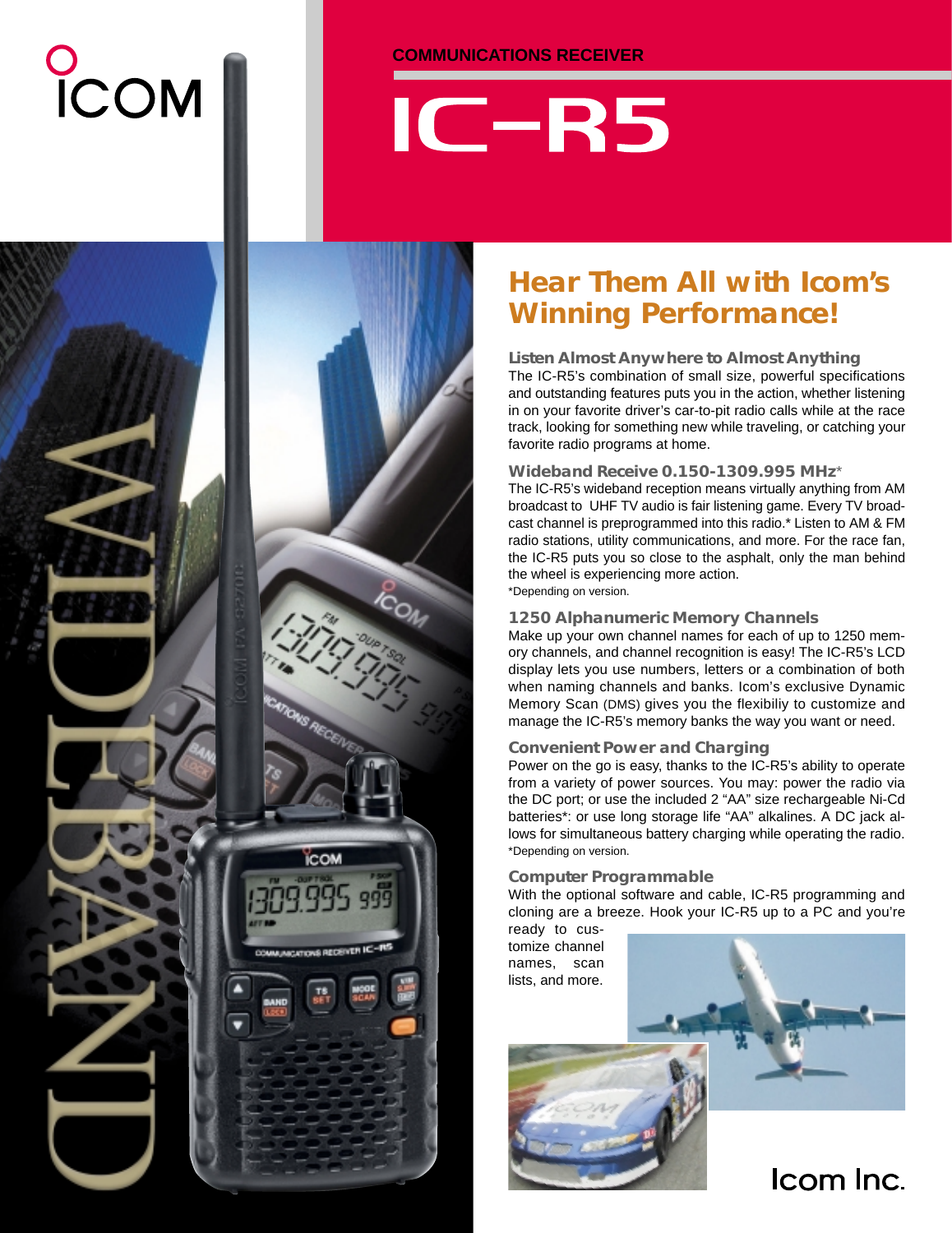ICOM

COMMUNICATIONS RECEIVER

# IC-R5

WIDEBAND

## Hear Them All with Icom's Winning Performance!

### Listen Almost Anywhere to Almost Anything

The IC-R5's combination of small size, powerful specifications and outstanding features puts you in the action, whether listening in on your favorite driver's car-to-pit radio calls while at the race track, looking for something new while traveling, or catching your favorite radio programs at home.

### Wideband Receive 0.150-1309.995 MHz*

The IC-R5's wideband reception means virtually anything from AM broadcast to UHF TV audio is fair listening game. Every TV broadcast channel is preprogrammed into this radio.* Listen to AM & FM radio stations, utility communications, and more. For the race fan, the IC-R5 puts you so close to the asphalt, only the man behind the wheel is experiencing more action.

*Depending on version.

### 1250 Alphanumeric Memory Channels

Make up your own channel names for each of up to 1250 memory channels, and channel recognition is easy! The IC-R5's LCD display lets you use numbers, letters or a combination of both when naming channels and banks. Icom's exclusive Dynamic Memory Scan (DMS) gives you the flexibiliy to customize and manage the IC-R5's memory banks the way you want or need.

### Convenient Power and Charging

Power on the go is easy, thanks to the IC-R5's ability to operate from a variety of power sources. You may: power the radio via the DC port; or use the included 2 "AA" size rechargeable Ni-Cd batteries*: or use long storage life "AA" alkalines. A DC jack allows for simultaneous battery charging while operating the radio.

*Depending on version.

### Computer Programmable

With the optional software and cable, IC-R5 programming and cloning are a breeze. Hook your IC-R5 up to a PC and you're ready to customize channel names, scan lists, and more.

Icom Inc.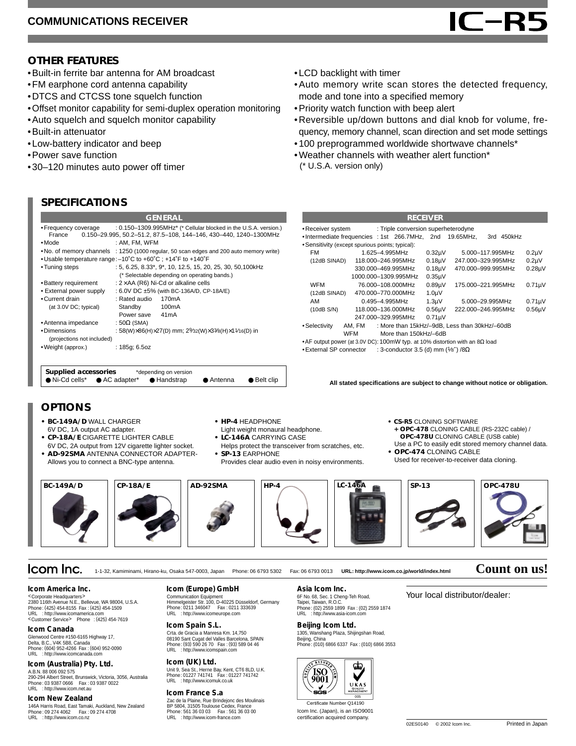COMMUNICATIONS RECEIVER

# IC-R5

## OTHER FEATURES

- Built-in ferrite bar antenna for AM broadcast
- FM earphone cord antenna capability
- DTCS and CTCSS tone squelch function
- Offset monitor capability for semi-duplex operation monitoring
- Auto squelch and squelch monitor capability
- Built-in attenuator
- Low-battery indicator and beep
- Power save function
- 30–120 minutes auto power off timer
- LCD backlight with timer
- Auto memory write scan stores the detected frequency, mode and tone into a specified memory
- Priority watch function with beep alert
- Reversible up/down buttons and dial knob for volume, frequency, memory channel, scan direction and set mode settings
- 100 preprogrammed worldwide shortwave channels*
- Weather channels with weather alert function*

(* U.S.A. version only)

## SPECIFICATIONS

### GENERAL

- Frequency coverage : 0.150–1309.995MHz* (* Cellular blocked in the U.S.A. version.)
  France 0.150–29.995, 50.2–51.2, 87.5–108, 144–146, 430–440, 1240–1300MHz
- Mode : AM, FM, WFM
- No. of memory channels : 1250 (1000 regular, 50 scan edges and 200 auto memory write)
- Usable temperature range : –10˚C to +60˚C ; +14˚F to +140˚F
- Tuning steps : 5, 6.25, 8.33*, 9*, 10, 12.5, 15, 20, 25, 30, 50,100kHz
  (* Selectable depending on operating bands.)
- Battery requirement : 2×AA (R6) Ni-Cd or alkaline cells
- External power supply : 6.0V DC ±5% (with BC-136A/D, CP-18A/E)
- Current drain (at 3.0V DC; typical) : Rated audio 170mA; Standby 100mA; Power save 41mA
- Antenna impedance : 50Ω (SMA)
- Dimensions (projections not included) : 58(W)×86(H)×27(D) mm; 2 9⁄32(W)×3 3⁄8(H)×1 1⁄16(D) in
- Weight (approx.) : 185g; 6.5oz

**Supplied accessories** *depending on version

● Ni-Cd cells* ● AC adapter* ● Handstrap ● Antenna ● Belt clip

### RECEIVER

- Receiver system : Triple conversion superheterodyne
- Intermediate frequencies : 1st 266.7MHz, 2nd 19.65MHz, 3rd 450kHz
- Sensitivity (except spurious points; typical):

| | | | | |
|---|---|---|---|---|
| FM (12dB SINAD) | 1.625–4.995MHz | 0.32µV | 5.000–117.995MHz | 0.2µV |
| | 118.000–246.995MHz | 0.18µV | 247.000–329.995MHz | 0.2µV |
| | 330.000–469.995MHz | 0.18µV | 470.000–999.995MHz | 0.28µV |
| | 1000.000–1309.995MHz | 0.35µV | | |
| WFM (12dB SINAD) | 76.000–108.000MHz | 0.89µV | 175.000–221.995MHz | 0.71µV |
| | 470.000–770.000MHz | 1.0µV | | |
| AM (10dB S/N) | 0.495–4.995MHz | 1.3µV | 5.000–29.995MHz | 0.71µV |
| | 118.000–136.000MHz | 0.56µV | 222.000–246.995MHz | 0.56µV |
| | 247.000–329.995MHz | 0.71µV | | |

- Selectivity AM, FM : More than 15kHz/–9dB, Less than 30kHz/–60dB
  WFM More than 150kHz/–6dB
- AF output power (at 3.0V DC): 100mW typ. at 10% distortion with an 8Ω load
- External SP connector : 3-conductor 3.5 (d) mm (1⁄8″) /8Ω

**All stated specifications are subject to change without notice or obligation.**

## OPTIONS

- **BC-149A/D** WALL CHARGER
  6V DC, 1A output AC adapter.
- **CP-18A/E** CIGARETTE LIGHTER CABLE
  6V DC, 2A output from 12V cigarette lighter socket.
- **AD-92SMA** ANTENNA CONNECTOR ADAPTER-
  Allows you to connect a BNC-type antenna.
- **HP-4** HEADPHONE
  Light weight monaural headphone.
- **LC-146A** CARRYING CASE
  Helps protect the transceiver from scratches, etc.
- **SP-13** EARPHONE
  Provides clear audio even in noisy environments.
- **CS-R5** CLONING SOFTWARE
  **+ OPC-478** CLONING CABLE (RS-232C cable) /
  **OPC-478U** CLONING CABLE (USB cable)
  Use a PC to easily edit stored memory channel data.
- **OPC-474** CLONING CABLE
  Used for receiver-to-receiver data cloning.

BC-149A/D | CP-18A/E | AD-92SMA | HP-4 | LC-146A | SP-13 | OPC-478U

**Icom Inc.** 1-1-32, Kamiminami, Hirano-ku, Osaka 547-0003, Japan Phone: 06 6793 5302 Fax: 06 6793 0013 **URL: http://www.icom.co.jp/world/index.html**

**Count on us!**

**Icom America Inc.**
<Corporate Headquarters>
2380 116th Avenue N.E., Bellevue, WA 98004, U.S.A.
Phone : (425) 454-8155 Fax : (425) 454-1509
URL : http://www.icomamerica.com
<Customer Service> Phone : (425) 454-7619

**Icom Canada**
Glenwood Centre #150-6165 Highway 17,
Delta, B.C., V4K 5B8, Canada
Phone : (604) 952-4266 Fax : (604) 952-0090
URL : http://www.icomcanada.com

**Icom (Australia) Pty. Ltd.**
A.B.N. 88 006 092 575
290-294 Albert Street, Brunswick, Victoria, 3056, Australia
Phone : 03 9387 0666 Fax : 03 9387 0022
URL : http://www.icom.net.au

**Icom New Zealand**
146A Harris Road, East Tamaki, Auckland, New Zealand
Phone : 09 274 4062 Fax : 09 274 4708
URL : http://www.icom.co.nz

**Icom (Europe) GmbH**
Communication Equipment
Himmelgeister Str. 100, D-40225 Düsseldorf, Germany
Phone : 0211 346047 Fax : 0211 333639
URL : http://www.icomeurope.com

**Icom Spain S.L.**
Crta. de Gracia a Manresa Km. 14,750
08190 Sant Cugat del Valles Barcelona, SPAIN
Phone : (93) 590 26 70 Fax : (93) 589 04 46
URL : http://www.icomspain.com

**Icom (UK) Ltd.**
Unit 9, Sea St., Herne Bay, Kent, CT6 8LD, U.K.
Phone : 01227 741741 Fax : 01227 741742
URL : http://www.icomuk.co.uk

**Icom France S.a**
Zac de la Plaine, Rue Brindejonc des Moulinais
BP 5804, 31505 Toulouse Cedex, France
Phone : 561 36 03 03 Fax : 561 36 03 00
URL : http://www.icom-france.com

**Asia Icom Inc.**
6F No. 68, Sec. 1 Cheng-Teh Road,
Taipei, Taiwan, R.O.C.
Phone : (02) 2559 1899 Fax : (02) 2559 1874
URL : http://www.asia-icom.com

**Beijing Icom Ltd.**
1305, Wanshang Plaza, Shijingshan Road,
Beijing, China
Phone : (010) 6866 6337 Fax : (010) 6866 3553

Certificate Number Q14190
Icom Inc. (Japan), is an ISO9001 certification acquired company.

Your local distributor/dealer:

02ES0140 © 2002 Icom Inc. Printed in Japan